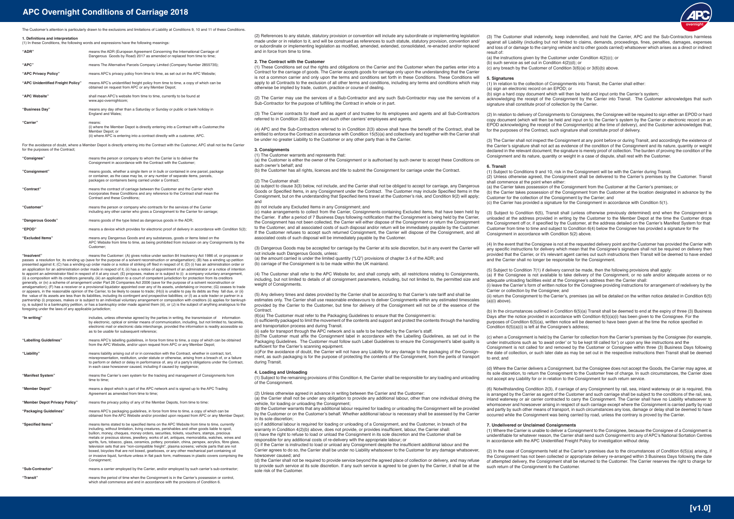# APC Overnight Conditions of Carriage 2018

The Customer's attention is particularly drawn to the exclusions and limitations of Liability at Conditions 9, 10 and 11 of these Conditions.

## 1. Definitions and interpretation

(1) In these Conditions, the following words and expressions have the following meanings:

| | |
|---|---|
| **"ADR"** | means the ADR (European Agreement Concerning the International Carriage of Dangerous Goods by Road) 2017 as amended or replaced from time to time; |
| **"APC"** | means The Alternative Parcels Company Limited (Company Number 2855735); |
| **"APC Privacy Policy"** | means APC's privacy policy from time to time, as set out on the APC Website; |
| **"APC Unidentified Freight Policy"** | means APC's unidentified freight policy from time to time, a copy of which can be obtained on request from APC or any Member Depot; |
| **"APC Website"** | shall mean APC's website from time to time, currently to be found at www.apc-overnight.com; |
| **"Business Day"** | means any day other than a Saturday or Sunday or public or bank holiday in England and Wales; |
| **"Carrier"** | means: (i) where the Member Depot is directly entering into a Contract with a Customer,the Member Depot; or (ii) where APC is entering into a contract directly with a customer, APC. |

For the avoidance of doubt, where a Member Depot is directly entering into the Contract with the Customer, APC shall not be the Carrier for the purposes of the Contract;

| | |
|---|---|
| **"Consignee"** | means the person or company to whom the Carrier is to deliver the Consignment in accordance with the Contract with the Customer; |
| **"Consignment"** | means goods, whether a single item or in bulk or contained in one parcel, package or container, as the case may be, or any number of separate items, parcels, packages or containers being carried under a Contract; |
| **"Contract"** | means the contract of carriage between the Customer and the Carrier which incorporates these Conditions and any reference to the Contract shall mean the Contract and these Conditions; |
| **"Customer"** | means the person or company who contracts for the services of the Carrier including any other carrier who gives a Consignment to the Carrier for carriage; |
| **"Dangerous Goods"** | means goods of the type listed as dangerous goods in the ADR; |
| **"EPOD"** | means a device which provides for electronic proof of delivery in accordance with Condition 5(2); |
| **"Excluded Items"** | means any Dangerous Goods and any substances, goods or items listed on the APC Website from time to time, as being prohibited from inclusion on any Consignments by the Customer; |

**"Insolvent"** means the Customer: (A) gives notice under section 84 Insolvency Act 1986 of, or proposes or passes a resolution for, its winding up (save for the purpose of a solvent reconstruction or amalgamation); (B) has a winding up petition presented against it; (C) has a winding-up order made or a notice of striking off filed in respect of it; (D) (i) has an administration order or an application for an administration order made in respect of it, (ii) has a notice of appointment of an administrator or a notice of intention to appoint an administrator filed in respect of it at any court; (E) proposes, makes or is subject to (i) a company voluntary arrangement, (ii) a composition with its creditors generally, (iii) an application to a court of competent jurisdiction for protection from its creditors generally, or (iv) a scheme of arrangement under Part 26 Companies Act 2006 (save for the purpose of a solvent reconstruction or amalgamation); (F) has a receiver or a provisional liquidator appointed over any of its assets, undertaking or income; (G) ceases to trade or appears, in the reasonable opinion of the Carrier, to be likely to cease to trade; (H)(i) is unable to pay its debts as they fall due, or (ii) the value of its assets are less than its liabilities, including its contingent and prospective liabilities; or (I) as a sole trader or partner in a partnership (i) proposes, makes or is subject to an individual voluntary arrangement or composition with creditors (ii) applies for bankruptcy, is subject to a bankruptcy petition, or has a bankruptcy order made against them (iii), or (J) is the subject of anything analogous to the foregoing under the laws of any applicable jurisdiction;

| | |
|---|---|
| **"In writing"** | includes, unless otherwise agreed by the parties in writing, the transmission of information by electronic, optical or similar means of communication, including, but not limited to, facsimile, electronic mail or electronic data interchange, provided the information is readily accessible so as to be usable for subsequent reference; |
| **"Labelling Guidelines"** | means APC's labelling guidelines, in force from time to time, a copy of which can be obtained from the APC Website, and/or upon request from APC or any Member Depot; |
| **"Liability"** | means liability arising out of or in connection with the Contract, whether in contract, tort, misrepresentation, restitution, under statute or otherwise, arising from a breach of, or a failure to perform or defect or delay in performance of, any of a party's obligations under the Contract, in each case resulting howsoever caused, including if caused by negligence; |
| **"Manifest System"** | means the Carrier's own system for the tracking and management of Consignments from time to time; |
| **"Member Depot"** | means a depot which is part of the APC network and is signed up to the APC Trading Agreement as amended from time to time; |
| **"Member Depot Privacy Policy"** | means the privacy policy of any of the Member Depots, from time to time; |
| **"Packaging Guidelines"** | means APC's packaging guidelines, in force from time to time, a copy of which can be obtained from the APC Website and/or provided upon request from APC or any Member Depot; |
| **"Specified Items"** | means items stated to be specified items on the APC Website from time to time, currently including, without limitation, living creatures, perishables and other goods liable to spoil, bullion, money, cheques, money orders, securities, tickets, vouchers, stamps, precious metals or precious stones, jewellery, works of art, antiques, memorabilia, watches, wines and spirits, furs, tobacco, glass, ceramics, pottery, porcelain, china, perspex, acrylics, fibre glass, television sets that are "non-compatible freight", plasma screens; vehicle parts that are not boxed, bicycles that are not boxed, gearboxes, or any other mechanical part containing oil or invasive liquid, furniture unless in flat pack form, mattresses in plastic covers comprising the Consignment; |
| **"Sub-Contractor"** | means a carrier employed by the Carrier, and/or employed by such carrier's sub-contractor; |
| **"Transit"** | means the period of time when the Consignment is in the Carrier's possession or control, which shall commence and end in accordance with the provisions of Condition 6. |

(2) References to any statute, statutory provision or convention will include any subordinate or implementing legislation made under or in relation to it, and will be construed as references to such statute, statutory provision, convention and/or subordinate or implementing legislation as modified, amended, extended, consolidated, re-enacted and/or replaced and in force from time to time.

## 2. The Contract with the Customer

(1) These Conditions set out the rights and obligations on the Carrier and the Customer when the parties enter into a Contract for the carriage of goods. The Carrier accepts goods for carriage only upon the understanding that the Carrier is not a common carrier and only upon the terms and conditions set forth in these Conditions. These Conditions will apply to all Contracts to the exclusion of all other terms and conditions, including any terms and conditions which may otherwise be implied by trade, custom, practice or course of dealing.

(2) The Carrier may use the services of a Sub-Contractor and any such Sub-Contractor may use the services of a Sub-Contractor for the purpose of fulfilling the Contract in whole or in part.

(3) The Carrier contracts for itself and as agent of and trustee for its employees and agents and all Sub-Contractors referred to in Condition 2(2) above and such other carriers' employees and agents.

(4) APC and the Sub-Contractors referred to in Condition 2(3) above shall have the benefit of the Contract, shall be entitled to enforce the Contract in accordance with Condition 15(5)(a) and collectively and together with the Carrier shall be under no greater Liability to the Customer or any other party than is the Carrier.

## 3. Consignments

(1) The Customer warrants and represents that:

(a) the Customer is either the owner of the Consignment or is authorised by such owner to accept these Conditions on such owner's behalf; and

(b) the Customer has all rights, licences and title to submit the Consignment for carriage under the Contract.

(2) The Customer shall:

(a) subject to clause 3(3) below, not include, and the Carrier shall not be obliged to accept for carriage, any Dangerous Goods or Specified Items, in any Consignment under the Contract. The Customer may include Specified Items in the Consignment, but on the understanding that Specified items travel at the Customer's risk, and Condition 9(2) will apply; and

(b) not include any Excluded Items in any Consignment; and

(c) make arrangements to collect from the Carrier, Consignments containing Excluded items, that have been held by the Carrier. If after a period of 7 Business Days following notification that the Consignment is being held by the Carrier, the Consignment has not been collected, the Carrier will either dispose of the Consignment or return the Consignment to the Customer, and all associated costs of such disposal and/or return will be immediately payable by the Customer. If the Customer refuses to accept such returned Consignment, the Carrier will dispose of the Consignment, and all associated costs of such disposal will be immediately payable by the Customer.

(3) Dangerous Goods may be accepted for carriage by the Carrier at its sole discretion, but in any event the Carrier will not include such Dangerous Goods, unless:

(a) the amount carried is under the limited quantity ("LQ") provisions of chapter 3.4 of the ADR; and

(b) carriage of the Consignment is to be made within the UK mainland.

(4) The Customer shall refer to the APC Website for, and shall comply with, all restrictions relating to Consignments, including, but not limited to details of all consignment parameters, including, but not limited to, the permitted size and weight of Consignments.

(5) Any delivery times and dates provided by the Carrier shall be according to that Carrier's rate tariff and shall be estimates only. The Carrier shall use reasonable endeavours to deliver Consignments within any estimated timescales provided by the Carrier to the Customer, but time for delivery of the Consignment will not be of the essence of the Contract.

(6)(a) The Customer must refer to the Packaging Guidelines to ensure that the Consignment is:

(i) sufficiently packaged to limit the movement of the contents and support and protect the contents through the handling and transportation process and during Transit.

(ii) safe for transport through the APC network and is safe to be handled by the Carrier's staff.

(b)The Customer must affix the Consignment label in accordance with the Labelling Guidelines, as set out in the Packaging Guidelines. The Customer must follow such Label Guidelines to ensure the Consignment's label quality is sufficient for the Carrier's scanning equipment.

(c)For the avoidance of doubt, the Carrier will not have any Liability for any damage to the packaging of the Consignment, as such packaging is for the purpose of protecting the contents of the Consignment, from the perils of transport during Transit.

## 4. Loading and Unloading

(1) Subject to the remaining provisions of this Condition 4, the Carrier shall be responsible for any loading and unloading of the Consignment.

(2) Unless otherwise agreed in advance in writing between the Carrier and the Customer:

(a) the Carrier shall not be under any obligation to provide any additional labour, other than one individual driving the vehicle, for loading or unloading the Consignment;

(b) the Customer warrants that any additional labour required for loading or unloading the Consignment will be provided by the Customer or on the Customer's behalf. Whether additional labour is necessary shall be assessed by the Carrier in its sole discretion;

(c) if additional labour is required for loading or unloading of a Consignment, and the Customer, in breach of the warranty in Condition 4(2)(b) above, does not provide, or provides insufficient, labour, the Carrier shall:

(i) have the right to refuse to load or unload the Consignment in its sole discretion and the Customer shall be responsible for any additional costs of re-delivery with the appropriate labour; or

(ii) if the Carrier is instructed to load or unload any Consignment despite the insufficient additional labour and the Carrier agrees to do so, the Carrier shall be under no Liability whatsoever to the Customer for any damage whatsoever, howsoever caused; and

(d) the Carrier shall not be required to provide service beyond the agreed place of collection or delivery, and may refuse to provide such service at its sole discretion. If any such service is agreed to be given by the Carrier, it shall be at the sole risk of the Customer.

(3) The Customer shall indemnify, keep indemnified, and hold the Carrier, APC and the Sub-Contractors harmless against all Liability (including but not limited to claims, demands, proceedings, fines, penalties, damages, expenses and loss of or damage to the carrying vehicle and to other goods carried) whatsoever which arises as a direct or indirect result of:

(a) the instructions given by the Customer under Condition 4(2)(c); or

(b) such service as set out in Condition 4(2)(d); or

(c) any breach by the Customer of Condition 3(6)(a) or 3(6)(b) above.

## 5. Signatures

(1) In relation to the collection of Consignments into Transit, the Carrier shall either:

(a) sign an electronic record on an EPOD; or

(b) sign a hard copy document which will then be held and input onto the Carrier's system;

acknowledging the receipt of the Consignment by the Carrier into Transit. The Customer acknowledges that such signature shall constitute proof of collection by the Carrier.

(2) In relation to delivery of Consignments to Consignees, the Consignee will be required to sign either an EPOD or hard copy document (which will then be held and input on to the Carrier's system by the Carrier or electronic record on an EPOD acknowledging the receipt of the Consignment(s) at the time of delivery), and the Customer acknowledges that, for the purposes of the Contract, such signature shall constitute proof of delivery.

(3) The Carrier shall not inspect the Consignment at any point before or during Transit, and accordingly the existence of the Carrier's signature shall not act as evidence of the condition of the Consignment and its nature, quantity or weight declared in the relevant document; the signature is merely proof of collection. The burden of proving the condition of the Consignment and its nature, quantity or weight in a case of dispute, shall rest with the Customer.

## 6. Transit

(1) Subject to Conditions 9 and 10, risk in the Consignment will be with the Carrier during Transit.

(2) Unless otherwise agreed, the Consignment shall be delivered to the Carrier's premises by the Customer. Transit shall commence at the point when either:

(a) the Carrier takes possession of the Consignment from the Customer at the Carrier's premises; or

(b) the Carrier takes possession of the Consignment from the Customer at the location designated in advance by the Customer for the collection of the Consignment by the Carrier; and

(c) the Carrier has provided a signature for the Consignment in accordance with Condition 5(1).

(3) Subject to Condition 6(5), Transit shall (unless otherwise previously determined) end when the Consignment is unloaded at the address provided in writing by the Customer to the Member Depot at the time the Customer drops the Consignment off or, if specified by the Customer, at the address detailed on the Carrier's Manifest System for that Customer from time to time and subject to Condition 6(4) below the Consignee has provided a signature for the Consignment in accordance with Condition 5(2) above.

(4) In the event that the Consignee is not at the requested delivery point and the Customer has provided the Carrier with any specific instructions for delivery which mean that the Consignee's signature shall not be required on delivery then provided that the Carrier, or it's relevant agent carries out such instructions then Transit will be deemed to have ended and the Carrier shall no longer be responsible for the Consignment.

(5) Subject to Condition 7(1) if delivery cannot be made, then the following provisions shall apply:

(a) If the Consignee is not available to take delivery of the Consignment, or no safe and/or adequate access or no adequate unloading facilities exist at the Consignee's address then the Carrier shall:

(i) leave the Carrier's form of written notice for the Consignee providing instructions for arrangement of redelivery by the Carrier or collection by the Consignee; and

(ii) return the Consignment to the Carrier's, premises (as will be detailed on the written notice detailed in Condition 6(5)(a)(i) above).

(b) In the circumstances outlined in Condition 6(5)(a) Transit shall be deemed to end at the expiry of three (3) Business Days after the notice provided in accordance with Condition 6(5)(a)(i) has been given to the Consignee. For the purposes of Condition 6(5)(a)(i), written notice will be deemed to have been given at the time the notice specified in Condition 6(5)(a)(i) is left at the Consignee's address;

(c) when a Consignment is held by the Carrier for collection from the Carrier's premises by the Consignee (for example, under instructions such as 'to await order' or 'to be kept till called for') or upon any like instructions and the Consignment is not called for and removed by the Customer or Consignee within three (3) Business Days following the date of collection, or such later date as may be set out in the respective instructions then Transit shall be deemed to end; and

(d) Where the Carrier delivers a Consignment, but the Consignee does not accept the Goods, the Carrier may agree, at its sole discretion, to return the Consignment to the Customer free of charge. In such circumstances, the Carrier does not accept any Liability for or in relation to the Consignment for such return service.

(6) Notwithstanding Condition 2(3), if carriage of any Consignment by rail, sea, inland waterway or air is required, this is arranged by the Carrier as agent of the Customer and such carriage shall be subject to the conditions of the rail, sea, inland waterway or air carrier contracted to carry the Consignment. The Carrier shall have no Liability whatsoever to whomsoever and howsoever arising in respect of such carriage except where the Consignment is carried partly by road and partly by such other means of transport, in such circumstances any loss, damage or delay shall be deemed to have occurred while the Consignment was being carried by road, unless the contrary is proved by the Carrier.

## 7. Undelivered or Unclaimed Consignments

(1) Where the Carrier is unable to deliver a Consignment to the Consignee, because the Consignee of a Consignment is unidentifiable for whatever reason, the Carrier shall send such Consignment to any of APC's National Sortation Centres in accordance with the APC Unidentified Freight Policy for investigation without delay.

(2) In the case of Consignments held at the Carrier's premises due to the circumstances of Condition 6(5)(a) arising, if the Consignment has not been collected or appropriate delivery re-arranged within 3 Business Days following the date of attempted delivery, the Consignment shall be returned to the Customer. The Carrier reserves the right to charge for such return of the Consignment to the Customer.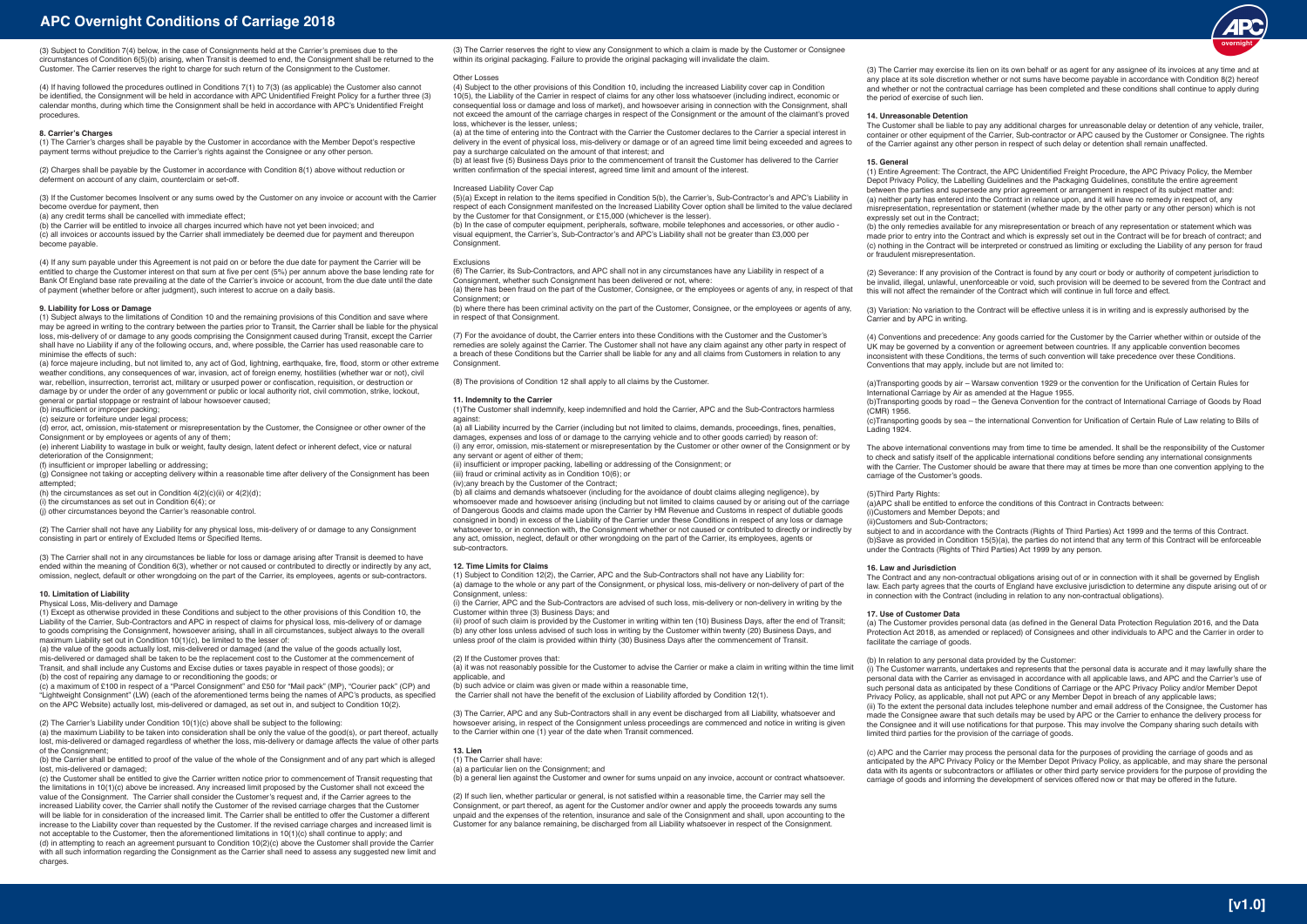(3) Subject to Condition 7(4) below, in the case of Consignments held at the Carrier's premises due to the circumstances of Condition 6(5)(b) arising, when Transit is deemed to end, the Consignment shall be returned to the Customer. The Carrier reserves the right to charge for such return of the Consignment to the Customer.

(4) If having followed the procedures outlined in Conditions 7(1) to 7(3) (as applicable) the Customer also cannot be identified, the Consignment will be held in accordance with APC Unidentified Freight Policy for a further three (3) calendar months, during which time the Consignment shall be held in accordance with APC's Unidentified Freight procedures.

### 8. Carrier's Charges

(1) The Carrier's charges shall be payable by the Customer in accordance with the Member Depot's respective payment terms without prejudice to the Carrier's rights against the Consignee or any other person.

(2) Charges shall be payable by the Customer in accordance with Condition 8(1) above without reduction or deferment on account of any claim, counterclaim or set-off.

(3) If the Customer becomes Insolvent or any sums owed by the Customer on any invoice or account with the Carrier become overdue for payment, then

(a) any credit terms shall be cancelled with immediate effect;

(b) the Carrier will be entitled to invoice all charges incurred which have not yet been invoiced; and

(c) all invoices or accounts issued by the Carrier shall immediately be deemed due for payment and thereupon become payable.

(4) If any sum payable under this Agreement is not paid on or before the due date for payment the Carrier will be entitled to charge the Customer interest on that sum at five per cent (5%) per annum above the base lending rate for Bank Of England base rate prevailing at the date of the Carrier's invoice or account, from the due date until the date of payment (whether before or after judgment), such interest to accrue on a daily basis.

### 9. Liability for Loss or Damage

(1) Subject always to the limitations of Condition 10 and the remaining provisions of this Condition and save where may be agreed in writing to the contrary between the parties prior to Transit, the Carrier shall be liable for the physical loss, mis-delivery of or damage to any goods comprising the Consignment caused during Transit, except the Carrier shall have no Liability if any of the following occurs, and, where possible, the Carrier has used reasonable care to minimise the effects of such:

(a) force majeure including, but not limited to, any act of God, lightning, earthquake, fire, flood, storm or other extreme weather conditions, any consequences of war, invasion, act of foreign enemy, hostilities (whether war or not), civil war, rebellion, insurrection, terrorist act, military or usurped power or confiscation, requisition, or destruction or damage by or under the order of any government or public or local authority riot, civil commotion, strike, lockout, general or partial stoppage or restraint of labour howsoever caused;

(b) insufficient or improper packing;

(c) seizure or forfeiture under legal process;

(d) error, act, omission, mis-statement or misrepresentation by the Customer, the Consignee or other owner of the Consignment or by employees or agents of any of them;

(e) inherent Liability to wastage in bulk or weight, faulty design, latent defect or inherent defect, vice or natural deterioration of the Consignment;

(f) insufficient or improper labelling or addressing;

(g) Consignee not taking or accepting delivery within a reasonable time after delivery of the Consignment has been attempted;

(h) the circumstances as set out in Condition 4(2)(c)(ii) or 4(2)(d);

(i) the circumstances as set out in Condition 6(4); or

(j) other circumstances beyond the Carrier's reasonable control.

(2) The Carrier shall not have any Liability for any physical loss, mis-delivery of or damage to any Consignment consisting in part or entirely of Excluded Items or Specified Items.

(3) The Carrier shall not in any circumstances be liable for loss or damage arising after Transit is deemed to have ended within the meaning of Condition 6(3), whether or not caused or contributed to directly or indirectly by any act, omission, neglect, default or other wrongdoing on the part of the Carrier, its employees, agents or sub-contractors.

### 10. Limitation of Liability

Physical Loss, Mis-delivery and Damage

(1) Except as otherwise provided in these Conditions and subject to the other provisions of this Condition 10, the Liability of the Carrier, Sub-Contractors and APC in respect of claims for physical loss, mis-delivery of or damage to goods comprising the Consignment, howsoever arising, shall in all circumstances, subject always to the overall maximum Liability set out in Condition 10(1)(c), be limited to the lesser of:

(a) the value of the goods actually lost, mis-delivered or damaged (and the value of the goods actually lost, mis-delivered or damaged shall be taken to be the replacement cost to the Customer at the commencement of Transit, and shall include any Customs and Excise duties or taxes payable in respect of those goods); or

(b) the cost of repairing any damage to or reconditioning the goods; or

(c) a maximum of £100 in respect of a "Parcel Consignment" and £50 for "Mail pack" (MP), "Courier pack" (CP) and "Lightweight Consignment" (LW) (each of the aforementioned terms being the names of APC's products, as specified on the APC Website) actually lost, mis-delivered or damaged, as set out in, and subject to Condition 10(2).

(2) The Carrier's Liability under Condition 10(1)(c) above shall be subject to the following:

(a) the maximum Liability to be taken into consideration shall be only the value of the good(s), or part thereof, actually lost, mis-delivered or damaged regardless of whether the loss, mis-delivery or damage affects the value of other parts of the Consignment;

(b) the Carrier shall be entitled to proof of the value of the whole of the Consignment and of any part which is alleged lost, mis-delivered or damaged;

(c) the Customer shall be entitled to give the Carrier written notice prior to commencement of Transit requesting that the limitations in 10(1)(c) above be increased. Any increased limit proposed by the Customer shall not exceed the value of the Consignment. The Carrier shall consider the Customer's request and, if the Carrier agrees to the increased Liability cover, the Carrier shall notify the Customer of the revised carriage charges that the Customer will be liable for in consideration of the increased limit. The Carrier shall be entitled to offer the Customer a different increase to the Liability cover than requested by the Customer. If the revised carriage charges and increased limit is not acceptable to the Customer, then the aforementioned limitations in 10(1)(c) shall continue to apply; and

(d) in attempting to reach an agreement pursuant to Condition 10(2)(c) above the Customer shall provide the Carrier with all such information regarding the Consignment as the Carrier shall need to assess any suggested new limit and charges.

(3) The Carrier reserves the right to view any Consignment to which a claim is made by the Customer or Consignee within its original packaging. Failure to provide the original packaging will invalidate the claim.

Other Losses

(4) Subject to the other provisions of this Condition 10, including the increased Liability cover cap in Condition 10(5), the Liability of the Carrier in respect of claims for any other loss whatsoever (including indirect, economic or consequential loss or damage and loss of market), and howsoever arising in connection with the Consignment, shall not exceed the amount of the carriage charges in respect of the Consignment or the amount of the claimant's proved loss, whichever is the lesser, unless;

(a) at the time of entering into the Contract with the Carrier the Customer declares to the Carrier a special interest in delivery in the event of physical loss, mis-delivery or damage or of an agreed time limit being exceeded and agrees to pay a surcharge calculated on the amount of that interest; and

(b) at least five (5) Business Days prior to the commencement of transit the Customer has delivered to the Carrier written confirmation of the special interest, agreed time limit and amount of the interest.

Increased Liability Cover Cap

(5)(a) Except in relation to the items specified in Condition 5(b), the Carrier's, Sub-Contractor's and APC's Liability in respect of each Consignment manifested on the Increased Liability Cover option shall be limited to the value declared by the Customer for that Consignment, or £15,000 (whichever is the lesser).

(b) In the case of computer equipment, peripherals, software, mobile telephones and accessories, or other audio - visual equipment, the Carrier's, Sub-Contractor's and APC's Liability shall not be greater than £3,000 per Consignment.

Exclusions

(6) The Carrier, its Sub-Contractors, and APC shall not in any circumstances have any Liability in respect of a Consignment, whether such Consignment has been delivered or not, where:

(a) there has been fraud on the part of the Customer, Consignee, or the employees or agents of any, in respect of that Consignment; or

(b) where there has been criminal activity on the part of the Customer, Consignee, or the employees or agents of any, in respect of that Consignment.

(7) For the avoidance of doubt, the Carrier enters into these Conditions with the Customer and the Customer's remedies are solely against the Carrier. The Customer shall not have any claim against any other party in respect of a breach of these Conditions but the Carrier shall be liable for any and all claims from Customers in relation to any Consignment.

(8) The provisions of Condition 12 shall apply to all claims by the Customer.

### 11. Indemnity to the Carrier

(1)The Customer shall indemnify, keep indemnified and hold the Carrier, APC and the Sub-Contractors harmless against:

(a) all Liability incurred by the Carrier (including but not limited to claims, demands, proceedings, fines, penalties, damages, expenses and loss of or damage to the carrying vehicle and to other goods carried) by reason of:

(i) any error, omission, mis-statement or misrepresentation by the Customer or other owner of the Consignment or by any servant or agent of either of them;

(ii) insufficient or improper packing, labelling or addressing of the Consignment; or

(iii) fraud or criminal activity as in Condition 10(6); or

(iv);any breach by the Customer of the Contract;

(b) all claims and demands whatsoever (including for the avoidance of doubt claims alleging negligence), by whomsoever made and howsoever arising (including but not limited to claims caused by or arising out of the carriage of Dangerous Goods and claims made upon the Carrier by HM Revenue and Customs in respect of dutiable goods consigned in bond) in excess of the Liability of the Carrier under these Conditions in respect of any loss or damage whatsoever to, or in connection with, the Consignment whether or not caused or contributed to directly or indirectly by any act, omission, neglect, default or other wrongdoing on the part of the Carrier, its employees, agents or sub-contractors.

### 12. Time Limits for Claims

(1) Subject to Condition 12(2), the Carrier, APC and the Sub-Contractors shall not have any Liability for:

(a) damage to the whole or any part of the Consignment, or physical loss, mis-delivery or non-delivery of part of the Consignment, unless:

(i) the Carrier, APC and the Sub-Contractors are advised of such loss, mis-delivery or non-delivery in writing by the Customer within three (3) Business Days; and

(ii) proof of such claim is provided by the Customer in writing within ten (10) Business Days, after the end of Transit;

(b) any other loss unless advised of such loss in writing by the Customer within twenty (20) Business Days, and unless proof of the claim is provided within thirty (30) Business Days after the commencement of Transit.

(2) If the Customer proves that:

(a) it was not reasonably possible for the Customer to advise the Carrier or make a claim in writing within the time limit applicable, and

(b) such advice or claim was given or made within a reasonable time,

the Carrier shall not have the benefit of the exclusion of Liability afforded by Condition 12(1).

(3) The Carrier, APC and any Sub-Contractors shall in any event be discharged from all Liability, whatsoever and howsoever arising, in respect of the Consignment unless proceedings are commenced and notice in writing is given to the Carrier within one (1) year of the date when Transit commenced.

### 13. Lien

(1) The Carrier shall have:

(a) a particular lien on the Consignment; and

(b) a general lien against the Customer and owner for sums unpaid on any invoice, account or contract whatsoever.

(2) If such lien, whether particular or general, is not satisfied within a reasonable time, the Carrier may sell the Consignment, or part thereof, as agent for the Customer and/or owner and apply the proceeds towards any sums unpaid and the expenses of the retention, insurance and sale of the Consignment and shall, upon accounting to the Customer for any balance remaining, be discharged from all Liability whatsoever in respect of the Consignment.

(3) The Carrier may exercise its lien on its own behalf or as agent for any assignee of its invoices at any time and at any place at its sole discretion whether or not sums have become payable in accordance with Condition 8(2) hereof and whether or not the contractual carriage has been completed and these conditions shall continue to apply during the period of exercise of such lien.

### 14. Unreasonable Detention

The Customer shall be liable to pay any additional charges for unreasonable delay or detention of any vehicle, trailer, container or other equipment of the Carrier, Sub-contractor or APC caused by the Customer or Consignee. The rights of the Carrier against any other person in respect of such delay or detention shall remain unaffected.

### 15. General

(1) Entire Agreement: The Contract, the APC Unidentified Freight Procedure, the APC Privacy Policy, the Member Depot Privacy Policy, the Labelling Guidelines and the Packaging Guidelines, constitute the entire agreement between the parties and supersede any prior agreement or arrangement in respect of its subject matter and:

(a) neither party has entered into the Contract in reliance upon, and it will have no remedy in respect of, any misrepresentation, representation or statement (whether made by the other party or any other person) which is not expressly set out in the Contract;

(b) the only remedies available for any misrepresentation or breach of any representation or statement which was made prior to entry into the Contract and which is expressly set out in the Contract will be for breach of contract; and

(c) nothing in the Contract will be interpreted or construed as limiting or excluding the Liability of any person for fraud or fraudulent misrepresentation.

(2) Severance: If any provision of the Contract is found by any court or body or authority of competent jurisdiction to be invalid, illegal, unlawful, unenforceable or void, such provision will be deemed to be severed from the Contract and this will not affect the remainder of the Contract which will continue in full force and effect.

(3) Variation: No variation to the Contract will be effective unless it is in writing and is expressly authorised by the Carrier and by APC in writing.

(4) Conventions and precedence: Any goods carried for the Customer by the Carrier whether within or outside of the UK may be governed by a convention or agreement between countries. If any applicable convention becomes inconsistent with these Conditions, the terms of such convention will take precedence over these Conditions. Conventions that may apply, include but are not limited to:

(a)Transporting goods by air – Warsaw convention 1929 or the convention for the Unification of Certain Rules for International Carriage by Air as amended at the Hague 1955.

(b)Transporting goods by road – the Geneva Convention for the contract of International Carriage of Goods by Road (CMR) 1956.

(c)Transporting goods by sea – the international Convention for Unification of Certain Rule of Law relating to Bills of Lading 1924.

The above international conventions may from time to time be amended. It shall be the responsibility of the Customer to check and satisfy itself of the applicable international conditions before sending any international consignments with the Carrier. The Customer should be aware that there may at times be more than one convention applying to the carriage of the Customer's goods.

(5)Third Party Rights:

(a)APC shall be entitled to enforce the conditions of this Contract in Contracts between:

(i)Customers and Member Depots; and

(ii)Customers and Sub-Contractors;

subject to and in accordance with the Contracts (Rights of Third Parties) Act 1999 and the terms of this Contract.

(b)Save as provided in Condition 15(5)(a), the parties do not intend that any term of this Contract will be enforceable under the Contracts (Rights of Third Parties) Act 1999 by any person.

### 16. Law and Jurisdiction

The Contract and any non-contractual obligations arising out of or in connection with it shall be governed by English law. Each party agrees that the courts of England have exclusive jurisdiction to determine any dispute arising out of or in connection with the Contract (including in relation to any non-contractual obligations).

### 17. Use of Customer Data

(a) The Customer provides personal data (as defined in the General Data Protection Regulation 2016, and the Data Protection Act 2018, as amended or replaced) of Consignees and other individuals to APC and the Carrier in order to facilitate the carriage of goods.

(b) In relation to any personal data provided by the Customer:

(i) The Customer warrants, undertakes and represents that the personal data is accurate and it may lawfully share the personal data with the Carrier as envisaged in accordance with all applicable laws, and APC and the Carrier's use of such personal data as anticipated by these Conditions of Carriage or the APC Privacy Policy and/or Member Depot Privacy Policy, as applicable, shall not put APC or any Member Depot in breach of any applicable laws;

(ii) To the extent the personal data includes telephone number and email address of the Consignee, the Customer has made the Consignee aware that such details may be used by APC or the Carrier to enhance the delivery process for the Consignee and it will use notifications for that purpose. This may involve the Company sharing such details with limited third parties for the provision of the carriage of goods.

(c) APC and the Carrier may process the personal data for the purposes of providing the carriage of goods and as anticipated by the APC Privacy Policy or the Member Depot Privacy Policy, as applicable, and may share the personal data with its agents or subcontractors or affiliates or other third party service providers for the purpose of providing the carriage of goods and informing the development of services offered now or that may be offered in the future.